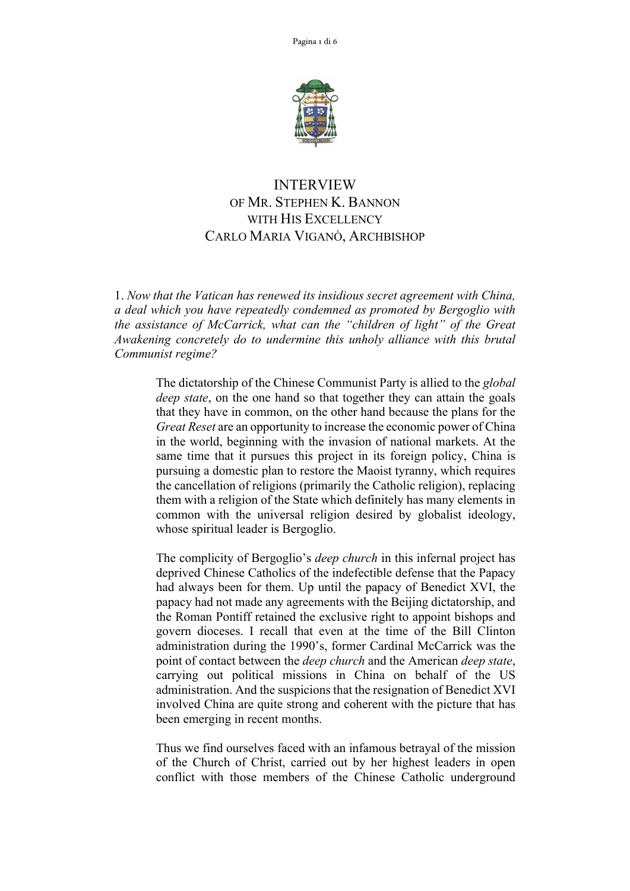# INTERVIEW
## OF MR. STEPHEN K. BANNON
## WITH HIS EXCELLENCY
## CARLO MARIA VIGANÒ, ARCHBISHOP

1. *Now that the Vatican has renewed its insidious secret agreement with China, a deal which you have repeatedly condemned as promoted by Bergoglio with the assistance of McCarrick, what can the "children of light" of the Great Awakening concretely do to undermine this unholy alliance with this brutal Communist regime?*

> The dictatorship of the Chinese Communist Party is allied to the *global deep state*, on the one hand so that together they can attain the goals that they have in common, on the other hand because the plans for the *Great Reset* are an opportunity to increase the economic power of China in the world, beginning with the invasion of national markets. At the same time that it pursues this project in its foreign policy, China is pursuing a domestic plan to restore the Maoist tyranny, which requires the cancellation of religions (primarily the Catholic religion), replacing them with a religion of the State which definitely has many elements in common with the universal religion desired by globalist ideology, whose spiritual leader is Bergoglio.
>
> The complicity of Bergoglio's *deep church* in this infernal project has deprived Chinese Catholics of the indefectible defense that the Papacy had always been for them. Up until the papacy of Benedict XVI, the papacy had not made any agreements with the Beijing dictatorship, and the Roman Pontiff retained the exclusive right to appoint bishops and govern dioceses. I recall that even at the time of the Bill Clinton administration during the 1990's, former Cardinal McCarrick was the point of contact between the *deep church* and the American *deep state*, carrying out political missions in China on behalf of the US administration. And the suspicions that the resignation of Benedict XVI involved China are quite strong and coherent with the picture that has been emerging in recent months.
>
> Thus we find ourselves faced with an infamous betrayal of the mission of the Church of Christ, carried out by her highest leaders in open conflict with those members of the Chinese Catholic underground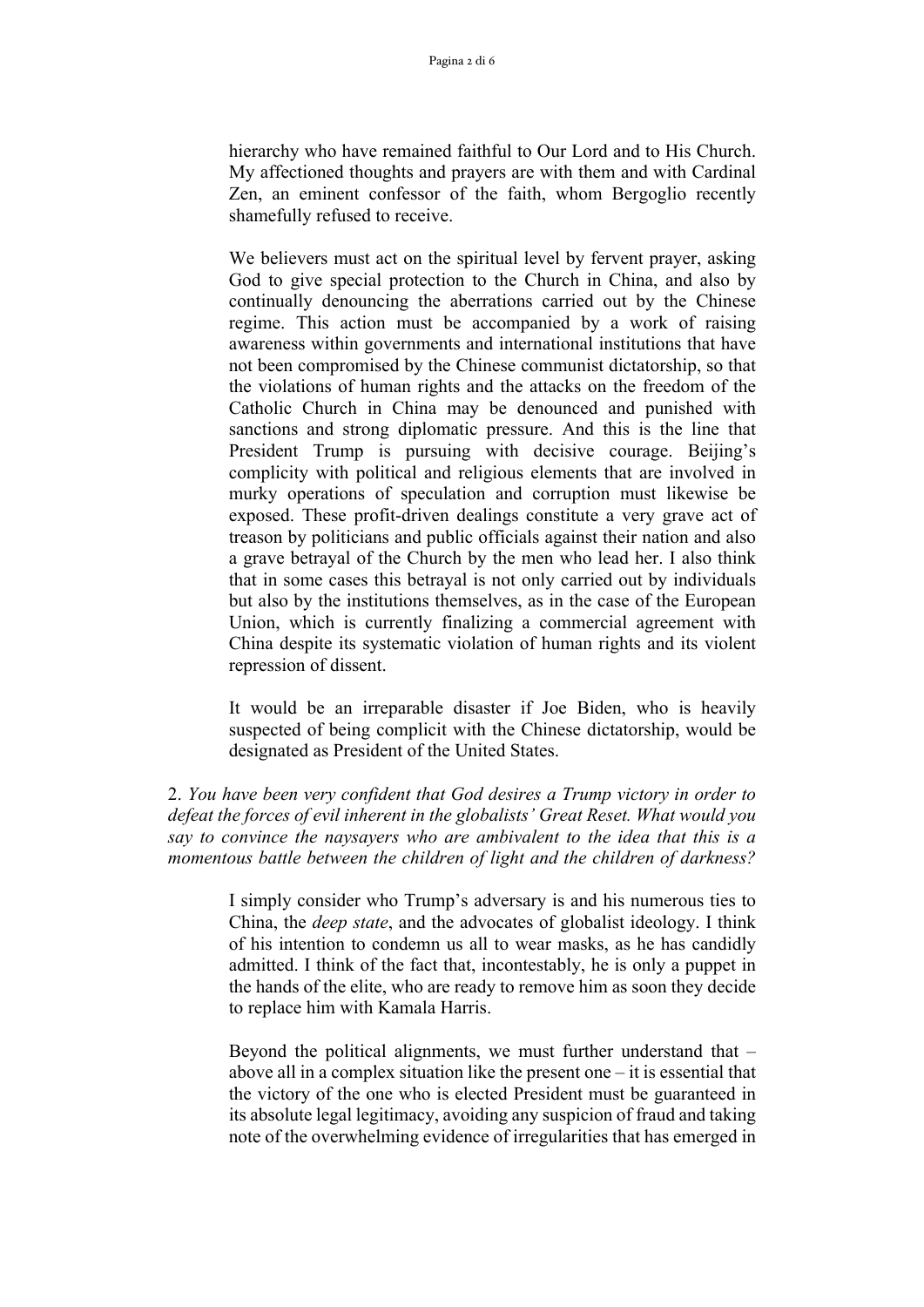hierarchy who have remained faithful to Our Lord and to His Church. My affectioned thoughts and prayers are with them and with Cardinal Zen, an eminent confessor of the faith, whom Bergoglio recently shamefully refused to receive.

We believers must act on the spiritual level by fervent prayer, asking God to give special protection to the Church in China, and also by continually denouncing the aberrations carried out by the Chinese regime. This action must be accompanied by a work of raising awareness within governments and international institutions that have not been compromised by the Chinese communist dictatorship, so that the violations of human rights and the attacks on the freedom of the Catholic Church in China may be denounced and punished with sanctions and strong diplomatic pressure. And this is the line that President Trump is pursuing with decisive courage. Beijing's complicity with political and religious elements that are involved in murky operations of speculation and corruption must likewise be exposed. These profit-driven dealings constitute a very grave act of treason by politicians and public officials against their nation and also a grave betrayal of the Church by the men who lead her. I also think that in some cases this betrayal is not only carried out by individuals but also by the institutions themselves, as in the case of the European Union, which is currently finalizing a commercial agreement with China despite its systematic violation of human rights and its violent repression of dissent.

It would be an irreparable disaster if Joe Biden, who is heavily suspected of being complicit with the Chinese dictatorship, would be designated as President of the United States.

2. *You have been very confident that God desires a Trump victory in order to defeat the forces of evil inherent in the globalists' Great Reset. What would you say to convince the naysayers who are ambivalent to the idea that this is a momentous battle between the children of light and the children of darkness?*

I simply consider who Trump's adversary is and his numerous ties to China, the *deep state*, and the advocates of globalist ideology. I think of his intention to condemn us all to wear masks, as he has candidly admitted. I think of the fact that, incontestably, he is only a puppet in the hands of the elite, who are ready to remove him as soon they decide to replace him with Kamala Harris.

Beyond the political alignments, we must further understand that – above all in a complex situation like the present one – it is essential that the victory of the one who is elected President must be guaranteed in its absolute legal legitimacy, avoiding any suspicion of fraud and taking note of the overwhelming evidence of irregularities that has emerged in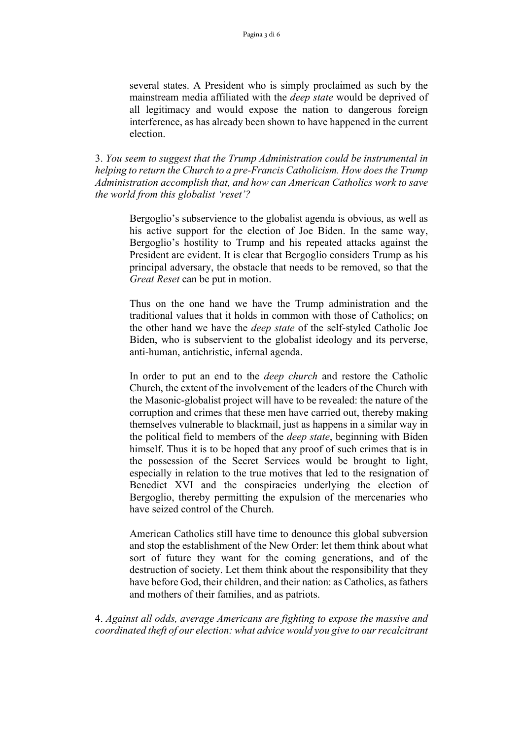several states. A President who is simply proclaimed as such by the mainstream media affiliated with the *deep state* would be deprived of all legitimacy and would expose the nation to dangerous foreign interference, as has already been shown to have happened in the current election.

3. *You seem to suggest that the Trump Administration could be instrumental in helping to return the Church to a pre-Francis Catholicism. How does the Trump Administration accomplish that, and how can American Catholics work to save the world from this globalist 'reset'?*

> Bergoglio's subservience to the globalist agenda is obvious, as well as his active support for the election of Joe Biden. In the same way, Bergoglio's hostility to Trump and his repeated attacks against the President are evident. It is clear that Bergoglio considers Trump as his principal adversary, the obstacle that needs to be removed, so that the *Great Reset* can be put in motion.
>
> Thus on the one hand we have the Trump administration and the traditional values that it holds in common with those of Catholics; on the other hand we have the *deep state* of the self-styled Catholic Joe Biden, who is subservient to the globalist ideology and its perverse, anti-human, antichristic, infernal agenda.
>
> In order to put an end to the *deep church* and restore the Catholic Church, the extent of the involvement of the leaders of the Church with the Masonic-globalist project will have to be revealed: the nature of the corruption and crimes that these men have carried out, thereby making themselves vulnerable to blackmail, just as happens in a similar way in the political field to members of the *deep state*, beginning with Biden himself. Thus it is to be hoped that any proof of such crimes that is in the possession of the Secret Services would be brought to light, especially in relation to the true motives that led to the resignation of Benedict XVI and the conspiracies underlying the election of Bergoglio, thereby permitting the expulsion of the mercenaries who have seized control of the Church.
>
> American Catholics still have time to denounce this global subversion and stop the establishment of the New Order: let them think about what sort of future they want for the coming generations, and of the destruction of society. Let them think about the responsibility that they have before God, their children, and their nation: as Catholics, as fathers and mothers of their families, and as patriots.

4. *Against all odds, average Americans are fighting to expose the massive and coordinated theft of our election: what advice would you give to our recalcitrant*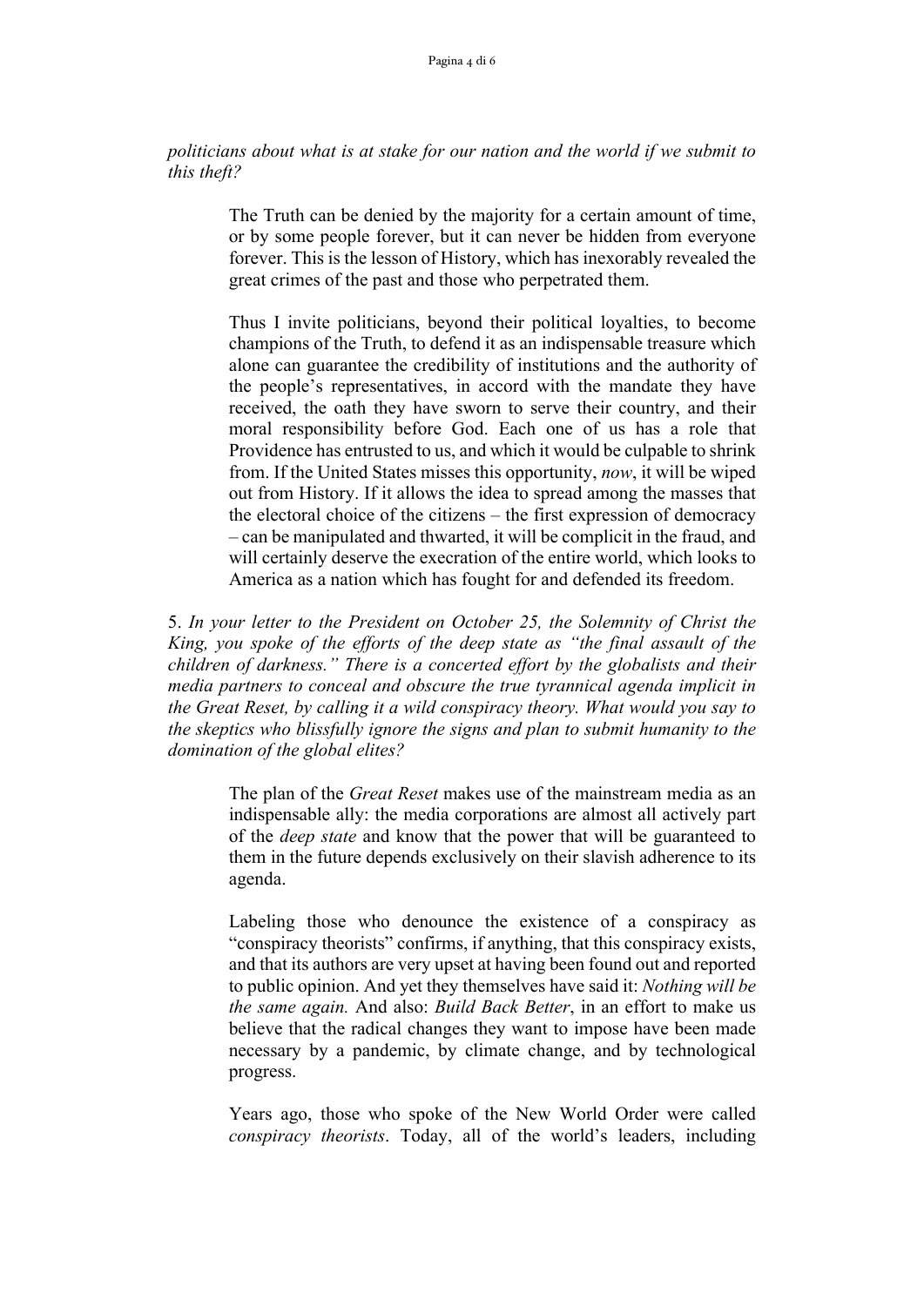*politicians about what is at stake for our nation and the world if we submit to this theft?*

> The Truth can be denied by the majority for a certain amount of time, or by some people forever, but it can never be hidden from everyone forever. This is the lesson of History, which has inexorably revealed the great crimes of the past and those who perpetrated them.
>
> Thus I invite politicians, beyond their political loyalties, to become champions of the Truth, to defend it as an indispensable treasure which alone can guarantee the credibility of institutions and the authority of the people's representatives, in accord with the mandate they have received, the oath they have sworn to serve their country, and their moral responsibility before God. Each one of us has a role that Providence has entrusted to us, and which it would be culpable to shrink from. If the United States misses this opportunity, *now*, it will be wiped out from History. If it allows the idea to spread among the masses that the electoral choice of the citizens – the first expression of democracy – can be manipulated and thwarted, it will be complicit in the fraud, and will certainly deserve the execration of the entire world, which looks to America as a nation which has fought for and defended its freedom.

5. *In your letter to the President on October 25, the Solemnity of Christ the King, you spoke of the efforts of the deep state as "the final assault of the children of darkness." There is a concerted effort by the globalists and their media partners to conceal and obscure the true tyrannical agenda implicit in the Great Reset, by calling it a wild conspiracy theory. What would you say to the skeptics who blissfully ignore the signs and plan to submit humanity to the domination of the global elites?*

> The plan of the *Great Reset* makes use of the mainstream media as an indispensable ally: the media corporations are almost all actively part of the *deep state* and know that the power that will be guaranteed to them in the future depends exclusively on their slavish adherence to its agenda.
>
> Labeling those who denounce the existence of a conspiracy as "conspiracy theorists" confirms, if anything, that this conspiracy exists, and that its authors are very upset at having been found out and reported to public opinion. And yet they themselves have said it: *Nothing will be the same again.* And also: *Build Back Better*, in an effort to make us believe that the radical changes they want to impose have been made necessary by a pandemic, by climate change, and by technological progress.
>
> Years ago, those who spoke of the New World Order were called *conspiracy theorists*. Today, all of the world's leaders, including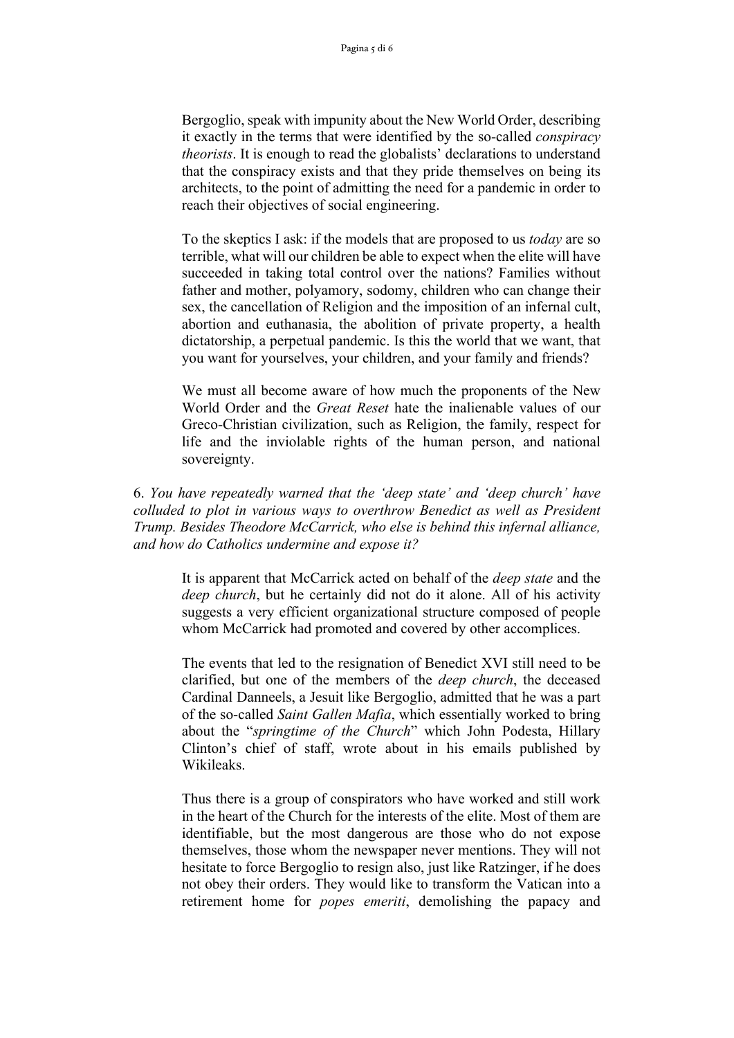Bergoglio, speak with impunity about the New World Order, describing it exactly in the terms that were identified by the so-called *conspiracy theorists*. It is enough to read the globalists' declarations to understand that the conspiracy exists and that they pride themselves on being its architects, to the point of admitting the need for a pandemic in order to reach their objectives of social engineering.

To the skeptics I ask: if the models that are proposed to us *today* are so terrible, what will our children be able to expect when the elite will have succeeded in taking total control over the nations? Families without father and mother, polyamory, sodomy, children who can change their sex, the cancellation of Religion and the imposition of an infernal cult, abortion and euthanasia, the abolition of private property, a health dictatorship, a perpetual pandemic. Is this the world that we want, that you want for yourselves, your children, and your family and friends?

We must all become aware of how much the proponents of the New World Order and the *Great Reset* hate the inalienable values of our Greco-Christian civilization, such as Religion, the family, respect for life and the inviolable rights of the human person, and national sovereignty.

6. *You have repeatedly warned that the 'deep state' and 'deep church' have colluded to plot in various ways to overthrow Benedict as well as President Trump. Besides Theodore McCarrick, who else is behind this infernal alliance, and how do Catholics undermine and expose it?*

It is apparent that McCarrick acted on behalf of the *deep state* and the *deep church*, but he certainly did not do it alone. All of his activity suggests a very efficient organizational structure composed of people whom McCarrick had promoted and covered by other accomplices.

The events that led to the resignation of Benedict XVI still need to be clarified, but one of the members of the *deep church*, the deceased Cardinal Danneels, a Jesuit like Bergoglio, admitted that he was a part of the so-called *Saint Gallen Mafia*, which essentially worked to bring about the "*springtime of the Church*" which John Podesta, Hillary Clinton's chief of staff, wrote about in his emails published by Wikileaks.

Thus there is a group of conspirators who have worked and still work in the heart of the Church for the interests of the elite. Most of them are identifiable, but the most dangerous are those who do not expose themselves, those whom the newspaper never mentions. They will not hesitate to force Bergoglio to resign also, just like Ratzinger, if he does not obey their orders. They would like to transform the Vatican into a retirement home for *popes emeriti*, demolishing the papacy and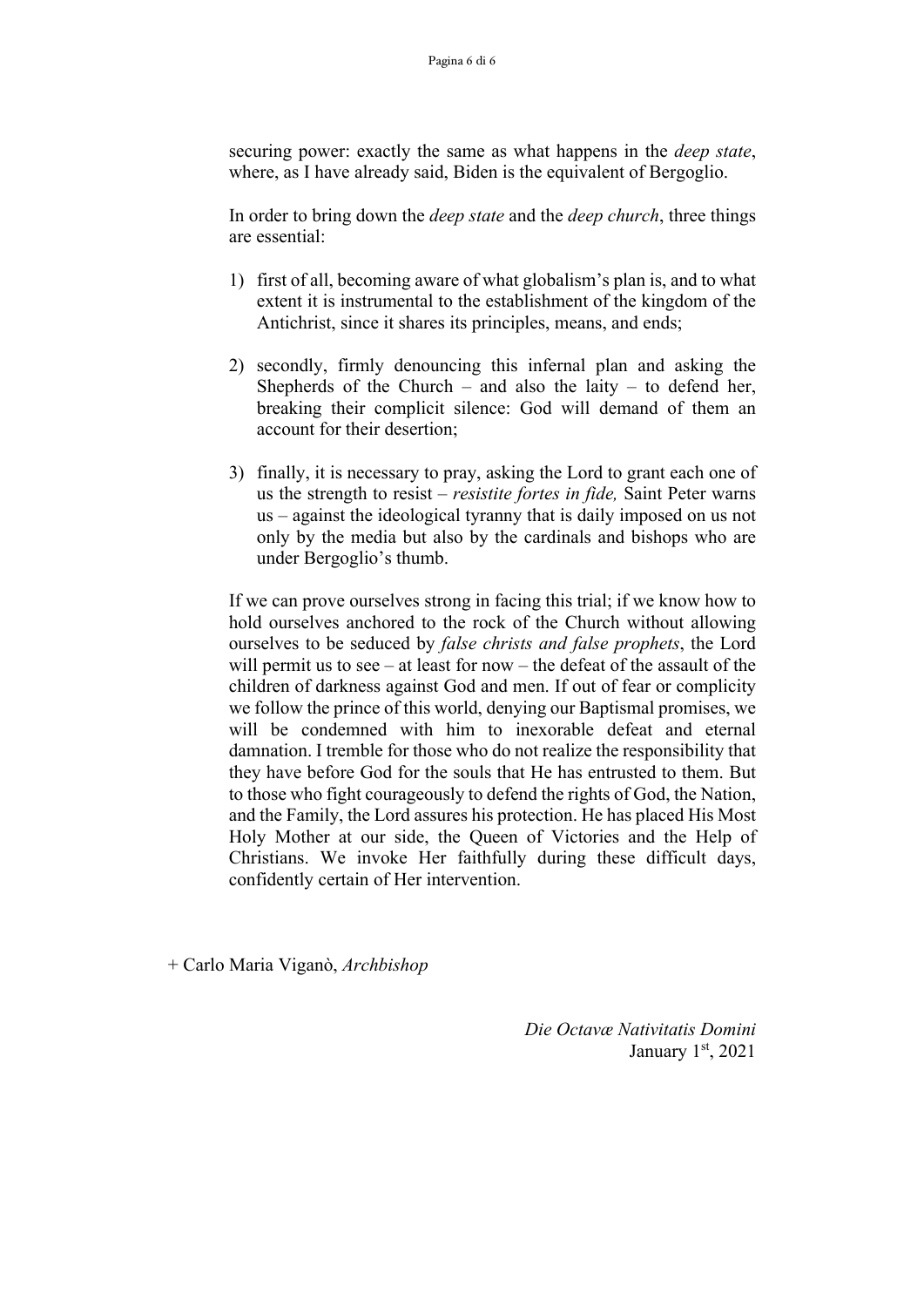securing power: exactly the same as what happens in the *deep state*, where, as I have already said, Biden is the equivalent of Bergoglio.

In order to bring down the *deep state* and the *deep church*, three things are essential:

1) first of all, becoming aware of what globalism's plan is, and to what extent it is instrumental to the establishment of the kingdom of the Antichrist, since it shares its principles, means, and ends;

2) secondly, firmly denouncing this infernal plan and asking the Shepherds of the Church – and also the laity – to defend her, breaking their complicit silence: God will demand of them an account for their desertion;

3) finally, it is necessary to pray, asking the Lord to grant each one of us the strength to resist – *resistite fortes in fide,* Saint Peter warns us – against the ideological tyranny that is daily imposed on us not only by the media but also by the cardinals and bishops who are under Bergoglio's thumb.

If we can prove ourselves strong in facing this trial; if we know how to hold ourselves anchored to the rock of the Church without allowing ourselves to be seduced by *false christs and false prophets*, the Lord will permit us to see – at least for now – the defeat of the assault of the children of darkness against God and men. If out of fear or complicity we follow the prince of this world, denying our Baptismal promises, we will be condemned with him to inexorable defeat and eternal damnation. I tremble for those who do not realize the responsibility that they have before God for the souls that He has entrusted to them. But to those who fight courageously to defend the rights of God, the Nation, and the Family, the Lord assures his protection. He has placed His Most Holy Mother at our side, the Queen of Victories and the Help of Christians. We invoke Her faithfully during these difficult days, confidently certain of Her intervention.

+ Carlo Maria Viganò, *Archbishop*

*Die Octavæ Nativitatis Domini*
January 1st, 2021